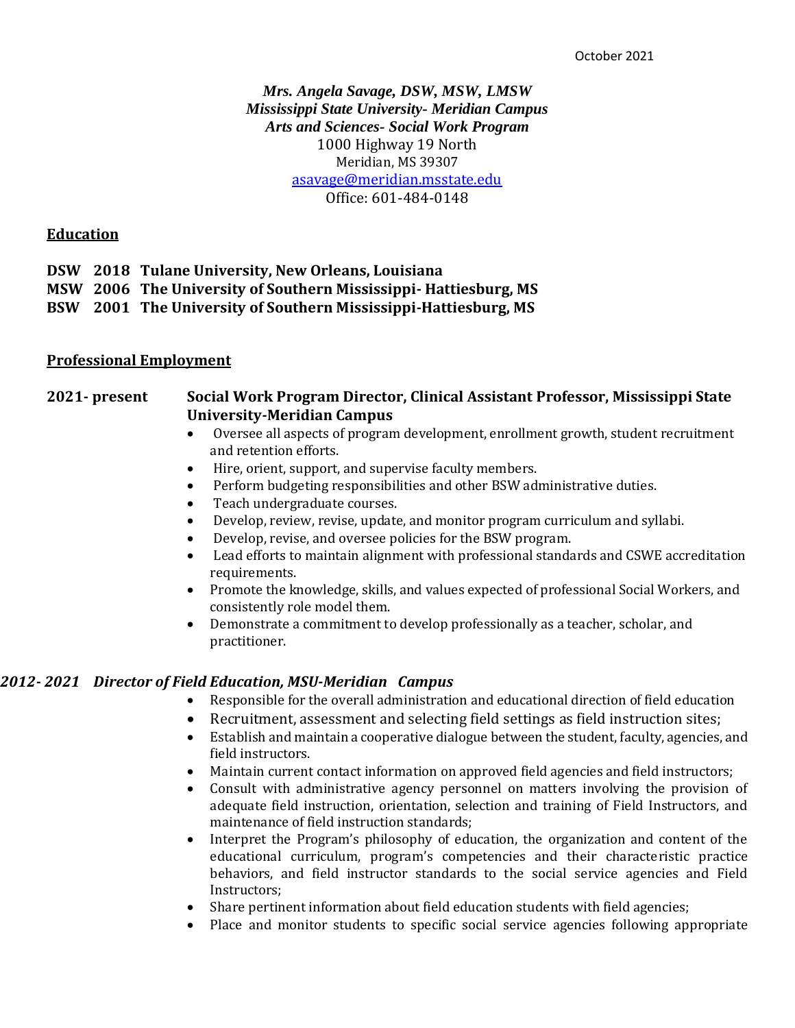October 2021

***Mrs. Angela Savage, DSW, MSW, LMSW***
***Mississippi State University- Meridian Campus***
***Arts and Sciences- Social Work Program***
1000 Highway 19 North
Meridian, MS 39307
asavage@meridian.msstate.edu
Office: 601-484-0148

## Education

**DSW 2018 Tulane University, New Orleans, Louisiana**
**MSW 2006 The University of Southern Mississippi- Hattiesburg, MS**
**BSW 2001 The University of Southern Mississippi-Hattiesburg, MS**

## Professional Employment

**2021- present Social Work Program Director, Clinical Assistant Professor, Mississippi State University-Meridian Campus**

- Oversee all aspects of program development, enrollment growth, student recruitment and retention efforts.
- Hire, orient, support, and supervise faculty members.
- Perform budgeting responsibilities and other BSW administrative duties.
- Teach undergraduate courses.
- Develop, review, revise, update, and monitor program curriculum and syllabi.
- Develop, revise, and oversee policies for the BSW program.
- Lead efforts to maintain alignment with professional standards and CSWE accreditation requirements.
- Promote the knowledge, skills, and values expected of professional Social Workers, and consistently role model them.
- Demonstrate a commitment to develop professionally as a teacher, scholar, and practitioner.

***2012- 2021 Director of Field Education, MSU-Meridian Campus***

- Responsible for the overall administration and educational direction of field education
- Recruitment, assessment and selecting field settings as field instruction sites;
- Establish and maintain a cooperative dialogue between the student, faculty, agencies, and field instructors.
- Maintain current contact information on approved field agencies and field instructors;
- Consult with administrative agency personnel on matters involving the provision of adequate field instruction, orientation, selection and training of Field Instructors, and maintenance of field instruction standards;
- Interpret the Program's philosophy of education, the organization and content of the educational curriculum, program's competencies and their characteristic practice behaviors, and field instructor standards to the social service agencies and Field Instructors;
- Share pertinent information about field education students with field agencies;
- Place and monitor students to specific social service agencies following appropriate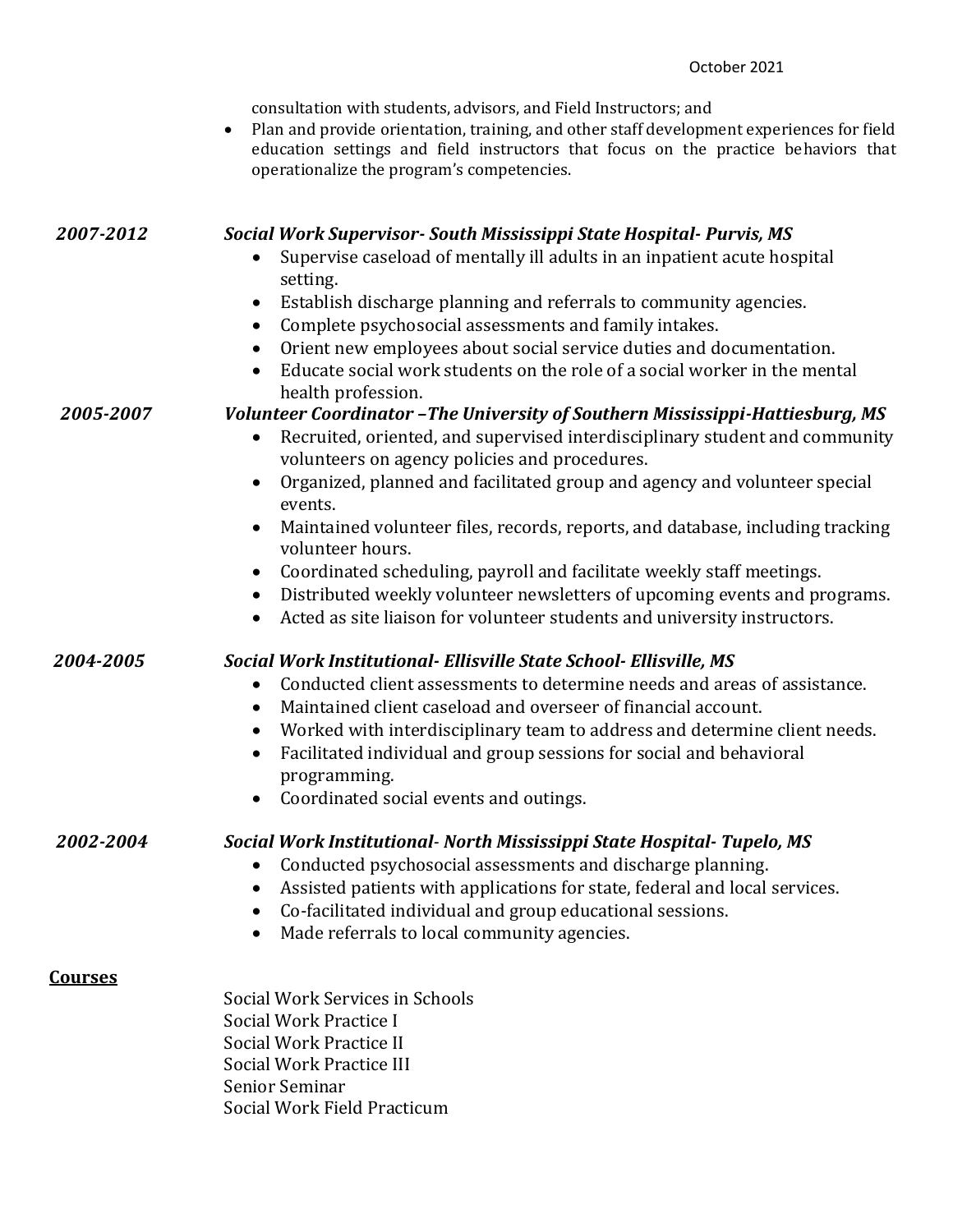consultation with students, advisors, and Field Instructors; and

- Plan and provide orientation, training, and other staff development experiences for field education settings and field instructors that focus on the practice behaviors that operationalize the program's competencies.

***2007-2012*** ***Social Work Supervisor- South Mississippi State Hospital- Purvis, MS***

- Supervise caseload of mentally ill adults in an inpatient acute hospital setting.
- Establish discharge planning and referrals to community agencies.
- Complete psychosocial assessments and family intakes.
- Orient new employees about social service duties and documentation.
- Educate social work students on the role of a social worker in the mental health profession.

***2005-2007*** ***Volunteer Coordinator –The University of Southern Mississippi-Hattiesburg, MS***

- Recruited, oriented, and supervised interdisciplinary student and community volunteers on agency policies and procedures.
- Organized, planned and facilitated group and agency and volunteer special events.
- Maintained volunteer files, records, reports, and database, including tracking volunteer hours.
- Coordinated scheduling, payroll and facilitate weekly staff meetings.
- Distributed weekly volunteer newsletters of upcoming events and programs.
- Acted as site liaison for volunteer students and university instructors.

***2004-2005*** ***Social Work Institutional- Ellisville State School- Ellisville, MS***

- Conducted client assessments to determine needs and areas of assistance.
- Maintained client caseload and overseer of financial account.
- Worked with interdisciplinary team to address and determine client needs.
- Facilitated individual and group sessions for social and behavioral programming.
- Coordinated social events and outings.

***2002-2004*** ***Social Work Institutional- North Mississippi State Hospital- Tupelo, MS***

- Conducted psychosocial assessments and discharge planning.
- Assisted patients with applications for state, federal and local services.
- Co-facilitated individual and group educational sessions.
- Made referrals to local community agencies.

## Courses

Social Work Services in Schools
Social Work Practice I
Social Work Practice II
Social Work Practice III
Senior Seminar
Social Work Field Practicum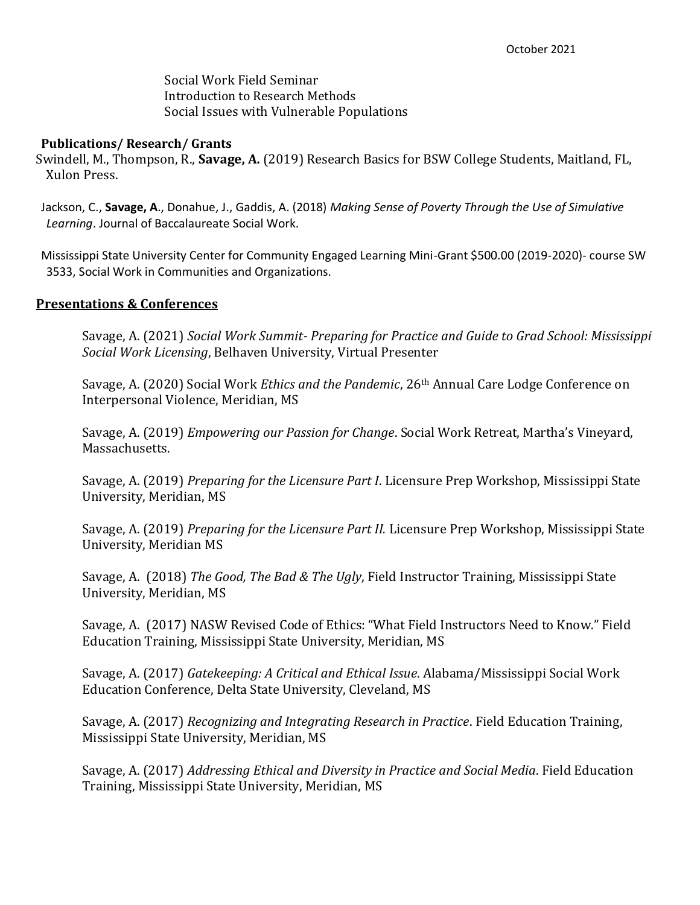October 2021

Social Work Field Seminar
Introduction to Research Methods
Social Issues with Vulnerable Populations

**Publications/ Research/ Grants**

Swindell, M., Thompson, R., **Savage, A.** (2019) Research Basics for BSW College Students, Maitland, FL, Xulon Press.

Jackson, C., **Savage, A**., Donahue, J., Gaddis, A. (2018) *Making Sense of Poverty Through the Use of Simulative Learning*. Journal of Baccalaureate Social Work.

Mississippi State University Center for Community Engaged Learning Mini-Grant $500.00 (2019-2020)- course SW 3533, Social Work in Communities and Organizations.

## Presentations & Conferences

Savage, A. (2021) *Social Work Summit- Preparing for Practice and Guide to Grad School: Mississippi Social Work Licensing*, Belhaven University, Virtual Presenter

Savage, A. (2020) Social Work *Ethics and the Pandemic*, 26th Annual Care Lodge Conference on Interpersonal Violence, Meridian, MS

Savage, A. (2019) *Empowering our Passion for Change*. Social Work Retreat, Martha's Vineyard, Massachusetts.

Savage, A. (2019) *Preparing for the Licensure Part I*. Licensure Prep Workshop, Mississippi State University, Meridian, MS

Savage, A. (2019) *Preparing for the Licensure Part II.* Licensure Prep Workshop, Mississippi State University, Meridian MS

Savage, A. (2018) *The Good, The Bad & The Ugly*, Field Instructor Training, Mississippi State University, Meridian, MS

Savage, A. (2017) NASW Revised Code of Ethics: "What Field Instructors Need to Know." Field Education Training, Mississippi State University, Meridian, MS

Savage, A. (2017) *Gatekeeping: A Critical and Ethical Issue*. Alabama/Mississippi Social Work Education Conference, Delta State University, Cleveland, MS

Savage, A. (2017) *Recognizing and Integrating Research in Practice*. Field Education Training, Mississippi State University, Meridian, MS

Savage, A. (2017) *Addressing Ethical and Diversity in Practice and Social Media*. Field Education Training, Mississippi State University, Meridian, MS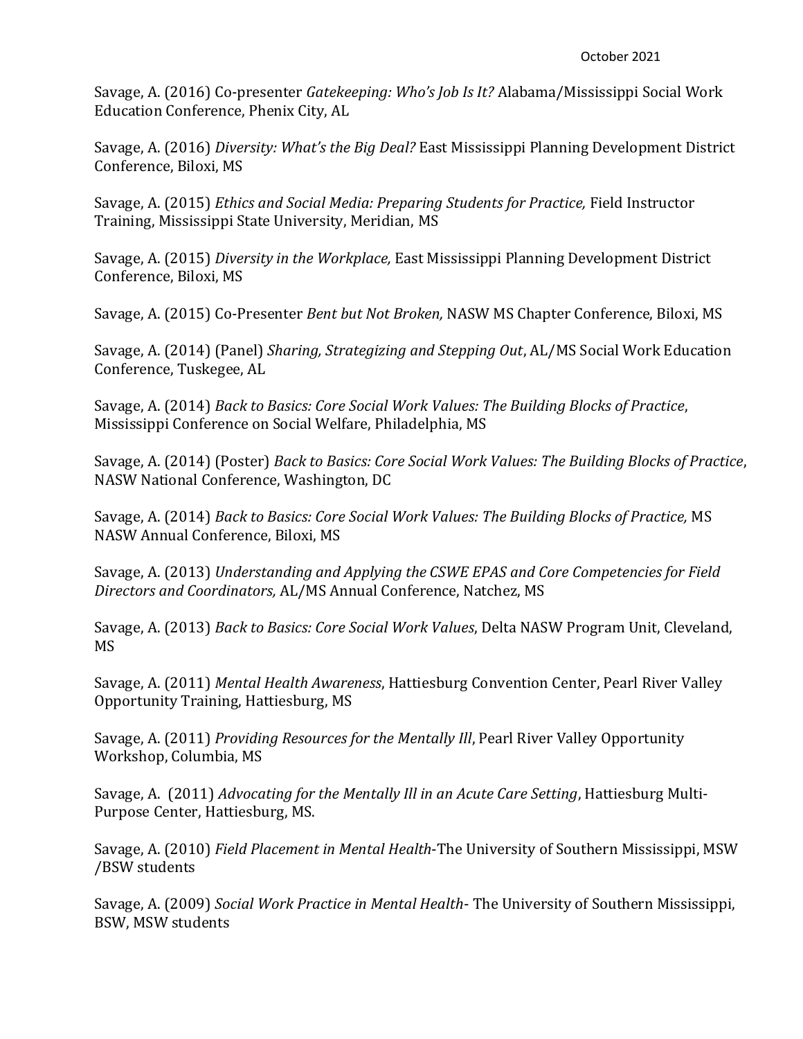Savage, A. (2016) Co-presenter *Gatekeeping: Who's Job Is It?* Alabama/Mississippi Social Work Education Conference, Phenix City, AL

Savage, A. (2016) *Diversity: What's the Big Deal?* East Mississippi Planning Development District Conference, Biloxi, MS

Savage, A. (2015) *Ethics and Social Media: Preparing Students for Practice,* Field Instructor Training, Mississippi State University, Meridian, MS

Savage, A. (2015) *Diversity in the Workplace,* East Mississippi Planning Development District Conference, Biloxi, MS

Savage, A. (2015) Co-Presenter *Bent but Not Broken,* NASW MS Chapter Conference, Biloxi, MS

Savage, A. (2014) (Panel) *Sharing, Strategizing and Stepping Out*, AL/MS Social Work Education Conference, Tuskegee, AL

Savage, A. (2014) *Back to Basics: Core Social Work Values: The Building Blocks of Practice*, Mississippi Conference on Social Welfare, Philadelphia, MS

Savage, A. (2014) (Poster) *Back to Basics: Core Social Work Values: The Building Blocks of Practice*, NASW National Conference, Washington, DC

Savage, A. (2014) *Back to Basics: Core Social Work Values: The Building Blocks of Practice,* MS NASW Annual Conference, Biloxi, MS

Savage, A. (2013) *Understanding and Applying the CSWE EPAS and Core Competencies for Field Directors and Coordinators,* AL/MS Annual Conference, Natchez, MS

Savage, A. (2013) *Back to Basics: Core Social Work Values*, Delta NASW Program Unit, Cleveland, MS

Savage, A. (2011) *Mental Health Awareness*, Hattiesburg Convention Center, Pearl River Valley Opportunity Training, Hattiesburg, MS

Savage, A. (2011) *Providing Resources for the Mentally Ill*, Pearl River Valley Opportunity Workshop, Columbia, MS

Savage, A. (2011) *Advocating for the Mentally Ill in an Acute Care Setting*, Hattiesburg Multi-Purpose Center, Hattiesburg, MS.

Savage, A. (2010) *Field Placement in Mental Health*-The University of Southern Mississippi, MSW /BSW students

Savage, A. (2009) *Social Work Practice in Mental Health*- The University of Southern Mississippi, BSW, MSW students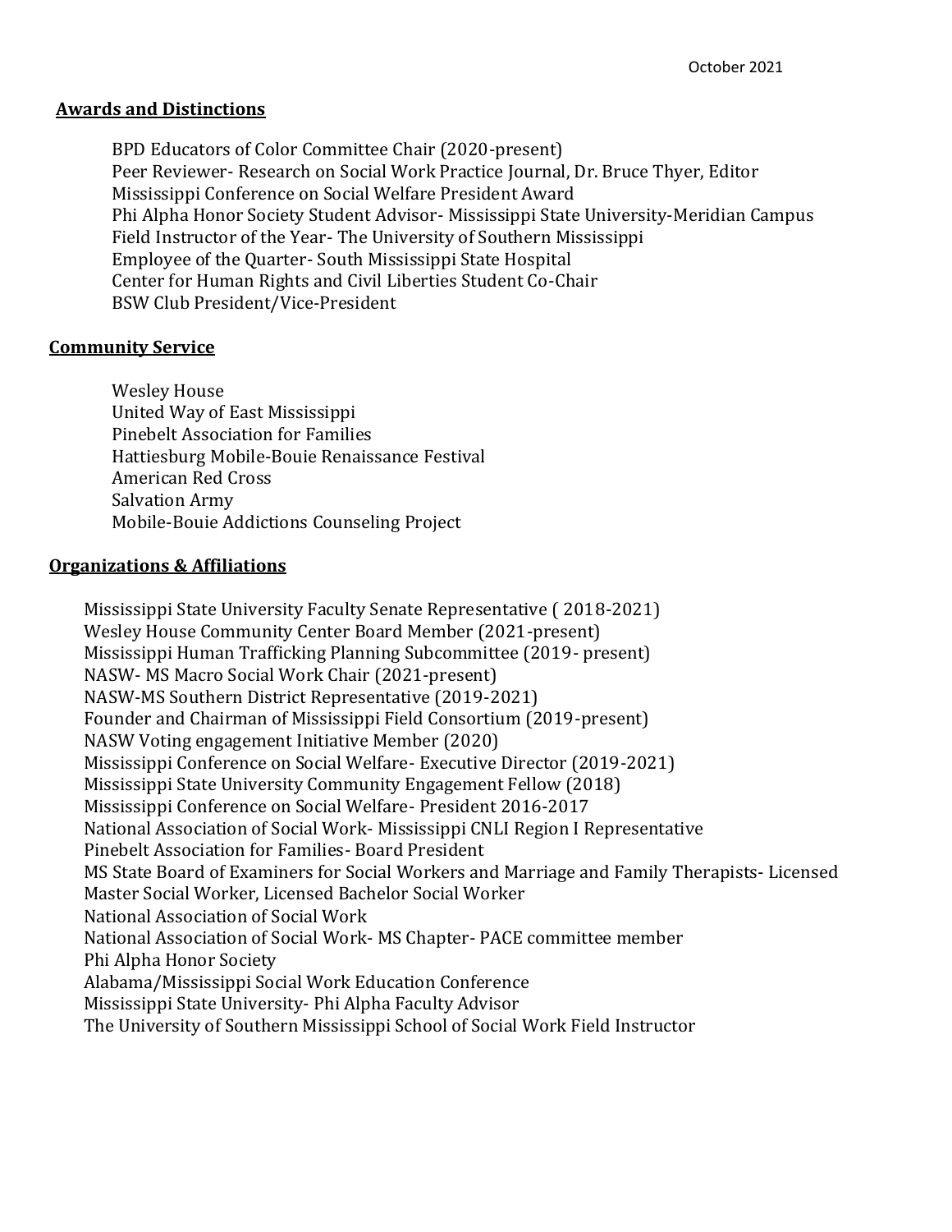October 2021

## Awards and Distinctions

BPD Educators of Color Committee Chair (2020-present)
Peer Reviewer- Research on Social Work Practice Journal, Dr. Bruce Thyer, Editor
Mississippi Conference on Social Welfare President Award
Phi Alpha Honor Society Student Advisor- Mississippi State University-Meridian Campus
Field Instructor of the Year- The University of Southern Mississippi
Employee of the Quarter- South Mississippi State Hospital
Center for Human Rights and Civil Liberties Student Co-Chair
BSW Club President/Vice-President

## Community Service

Wesley House
United Way of East Mississippi
Pinebelt Association for Families
Hattiesburg Mobile-Bouie Renaissance Festival
American Red Cross
Salvation Army
Mobile-Bouie Addictions Counseling Project

## Organizations & Affiliations

Mississippi State University Faculty Senate Representative ( 2018-2021)
Wesley House Community Center Board Member (2021-present)
Mississippi Human Trafficking Planning Subcommittee (2019- present)
NASW- MS Macro Social Work Chair (2021-present)
NASW-MS Southern District Representative (2019-2021)
Founder and Chairman of Mississippi Field Consortium (2019-present)
NASW Voting engagement Initiative Member (2020)
Mississippi Conference on Social Welfare- Executive Director (2019-2021)
Mississippi State University Community Engagement Fellow (2018)
Mississippi Conference on Social Welfare- President 2016-2017
National Association of Social Work- Mississippi CNLI Region I Representative
Pinebelt Association for Families- Board President
MS State Board of Examiners for Social Workers and Marriage and Family Therapists- Licensed Master Social Worker, Licensed Bachelor Social Worker
National Association of Social Work
National Association of Social Work- MS Chapter- PACE committee member
Phi Alpha Honor Society
Alabama/Mississippi Social Work Education Conference
Mississippi State University- Phi Alpha Faculty Advisor
The University of Southern Mississippi School of Social Work Field Instructor